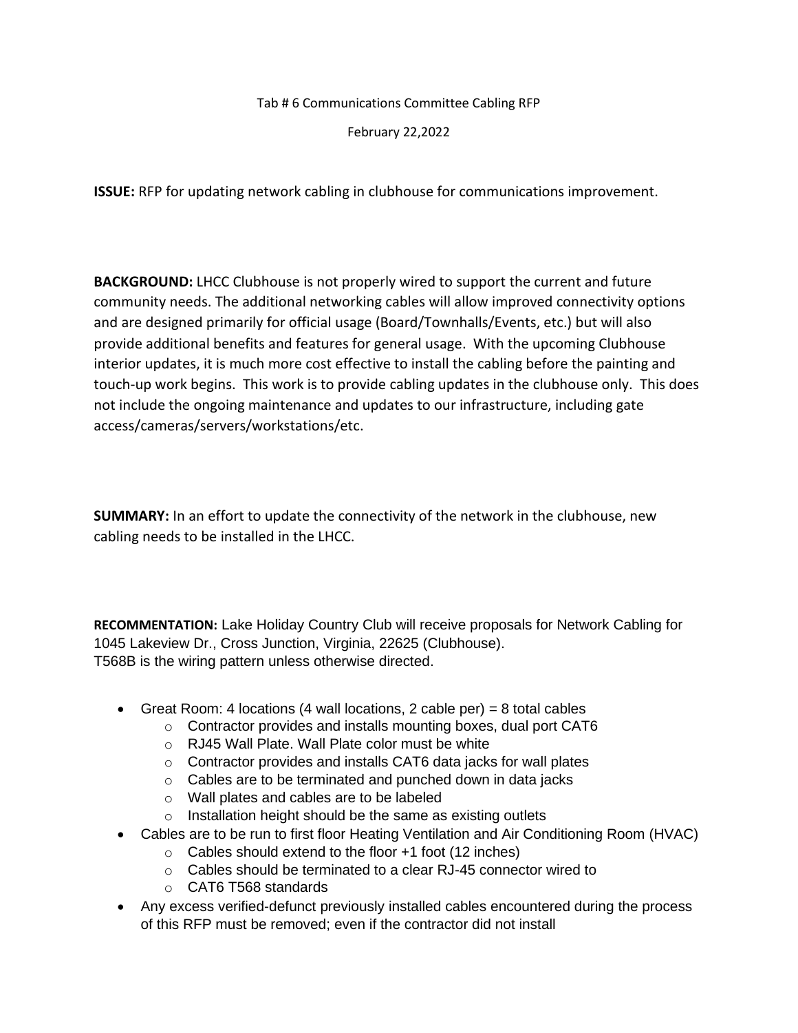Tab # 6 Communications Committee Cabling RFP

February 22,2022

**ISSUE:** RFP for updating network cabling in clubhouse for communications improvement.

**BACKGROUND:** LHCC Clubhouse is not properly wired to support the current and future community needs. The additional networking cables will allow improved connectivity options and are designed primarily for official usage (Board/Townhalls/Events, etc.) but will also provide additional benefits and features for general usage. With the upcoming Clubhouse interior updates, it is much more cost effective to install the cabling before the painting and touch-up work begins. This work is to provide cabling updates in the clubhouse only. This does not include the ongoing maintenance and updates to our infrastructure, including gate access/cameras/servers/workstations/etc.

**SUMMARY:** In an effort to update the connectivity of the network in the clubhouse, new cabling needs to be installed in the LHCC.

**RECOMMENTATION:** Lake Holiday Country Club will receive proposals for Network Cabling for 1045 Lakeview Dr., Cross Junction, Virginia, 22625 (Clubhouse).
T568B is the wiring pattern unless otherwise directed.

- Great Room: 4 locations (4 wall locations, 2 cable per) = 8 total cables
  - Contractor provides and installs mounting boxes, dual port CAT6
  - RJ45 Wall Plate. Wall Plate color must be white
  - Contractor provides and installs CAT6 data jacks for wall plates
  - Cables are to be terminated and punched down in data jacks
  - Wall plates and cables are to be labeled
  - Installation height should be the same as existing outlets
- Cables are to be run to first floor Heating Ventilation and Air Conditioning Room (HVAC)
  - Cables should extend to the floor +1 foot (12 inches)
  - Cables should be terminated to a clear RJ-45 connector wired to
  - CAT6 T568 standards
- Any excess verified-defunct previously installed cables encountered during the process of this RFP must be removed; even if the contractor did not install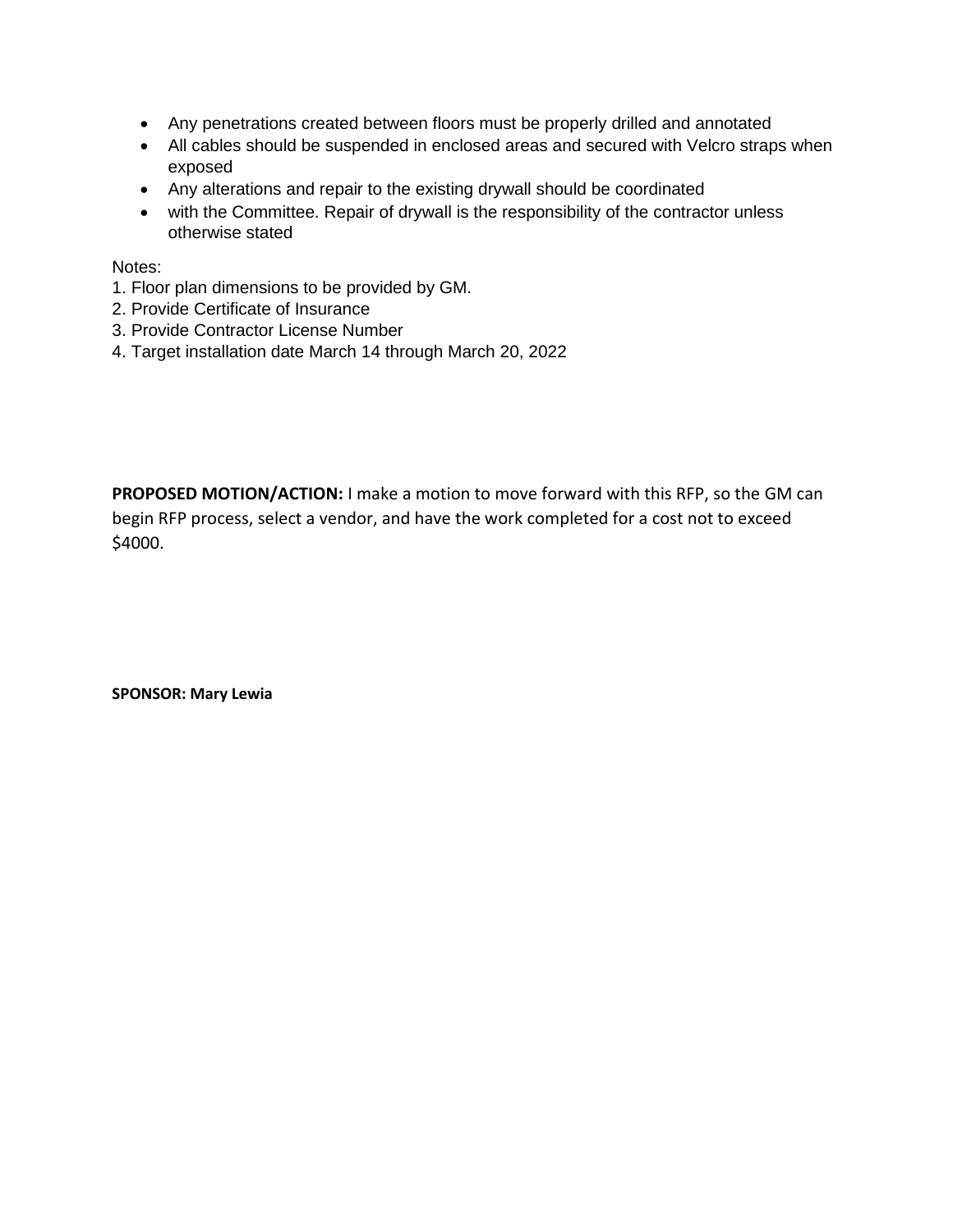- Any penetrations created between floors must be properly drilled and annotated
- All cables should be suspended in enclosed areas and secured with Velcro straps when exposed
- Any alterations and repair to the existing drywall should be coordinated
- with the Committee. Repair of drywall is the responsibility of the contractor unless otherwise stated

Notes:
1. Floor plan dimensions to be provided by GM.
2. Provide Certificate of Insurance
3. Provide Contractor License Number
4. Target installation date March 14 through March 20, 2022

**PROPOSED MOTION/ACTION:** I make a motion to move forward with this RFP, so the GM can begin RFP process, select a vendor, and have the work completed for a cost not to exceed $4000.

**SPONSOR: Mary Lewia**